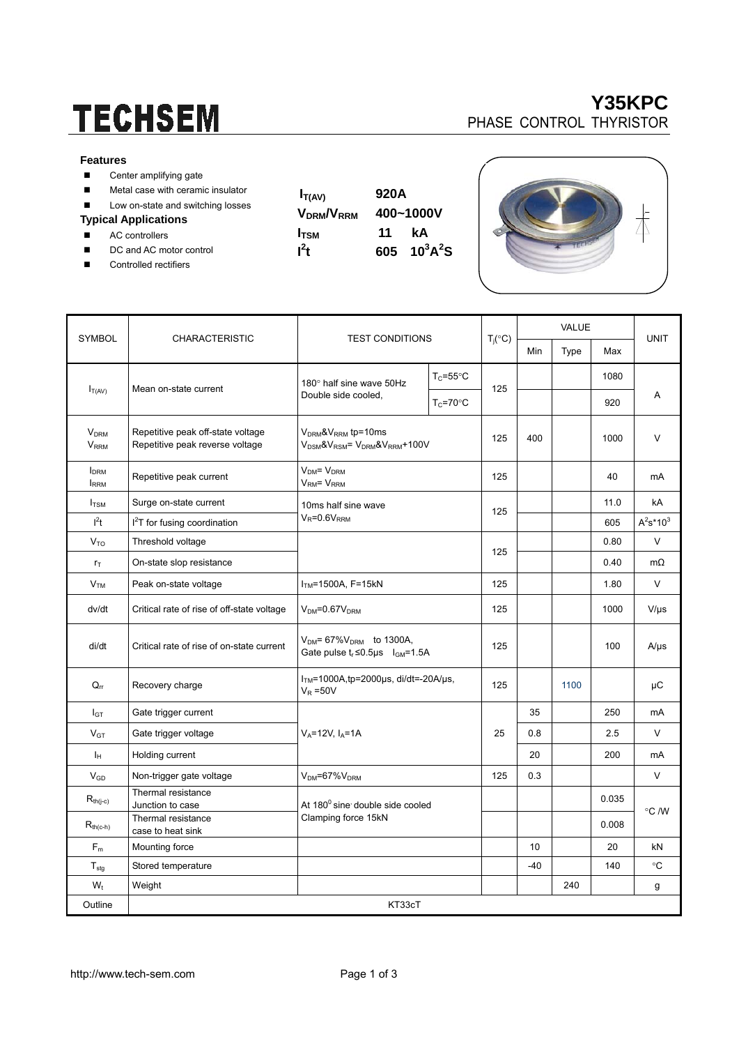# TECHSEM

## Y35KPC
PHASE CONTROL THYRISTOR

### Features

- Center amplifying gate
- Metal case with ceramic insulator
- Low on-state and switching losses

### Typical Applications

- AC controllers
- DC and AC motor control
- Controlled rectifiers

| | |
|---|---|
| $I_{T(AV)}$ | 920A |
| $V_{DRM}/V_{RRM}$ | 400~1000V |
| $I_{TSM}$ | 11 kA |
| $I^2t$ | 605 $10^3A^2S$ |

| SYMBOL | CHARACTERISTIC | TEST CONDITIONS | | $T_j$(°C) | VALUE | | | UNIT |
|---|---|---|---|---|---|---|---|---|
| | | | | | Min | Type | Max | |
| $I_{T(AV)}$ | Mean on-state current | 180° half sine wave 50Hz Double side cooled, | $T_C$=55°C | 125 | | | 1080 | A |
| | | | $T_C$=70°C | | | | 920 | |
| $V_{DRM}$ $V_{RRM}$ | Repetitive peak off-state voltage Repetitive peak reverse voltage | $V_{DRM}$&$V_{RRM}$ tp=10ms $V_{DSM}$&$V_{RSM}$= $V_{DRM}$&$V_{RRM}$+100V | | 125 | 400 | | 1000 | V |
| $I_{DRM}$ $I_{RRM}$ | Repetitive peak current | $V_{DM}$= $V_{DRM}$ $V_{RM}$= $V_{RRM}$ | | 125 | | | 40 | mA |
| $I_{TSM}$ | Surge on-state current | 10ms half sine wave $V_R$=0.6$V_{RRM}$ | | 125 | | | 11.0 | kA |
| $I^2t$ | $I^2T$ for fusing coordination | | | | | | 605 | $A^2s*10^3$ |
| $V_{TO}$ | Threshold voltage | | | 125 | | | 0.80 | V |
| $r_T$ | On-state slop resistance | | | | | | 0.40 | mΩ |
| $V_{TM}$ | Peak on-state voltage | $I_{TM}$=1500A, F=15kN | | 125 | | | 1.80 | V |
| dv/dt | Critical rate of rise of off-state voltage | $V_{DM}$=0.67$V_{DRM}$ | | 125 | | | 1000 | V/μs |
| di/dt | Critical rate of rise of on-state current | $V_{DM}$= 67%$V_{DRM}$ to 1300A, Gate pulse $t_r$≤0.5μs $I_{GM}$=1.5A | | 125 | | | 100 | A/μs |
| $Q_{rr}$ | Recovery charge | $I_{TM}$=1000A,tp=2000μs, di/dt=-20A/μs, $V_R$ =50V | | 125 | | 1100 | | μC |
| $I_{GT}$ | Gate trigger current | $V_A$=12V, $I_A$=1A | | 25 | 35 | | 250 | mA |
| $V_{GT}$ | Gate trigger voltage | | | | 0.8 | | 2.5 | V |
| $I_H$ | Holding current | | | | 20 | | 200 | mA |
| $V_{GD}$ | Non-trigger gate voltage | $V_{DM}$=67%$V_{DRM}$ | | 125 | 0.3 | | | V |
| $R_{th(j-c)}$ | Thermal resistance Junction to case | At 180° sine double side cooled Clamping force 15kN | | | | | 0.035 | °C /W |
| $R_{th(c-h)}$ | Thermal resistance case to heat sink | | | | | | 0.008 | |
| $F_m$ | Mounting force | | | | 10 | | 20 | kN |
| $T_{stg}$ | Stored temperature | | | | -40 | | 140 | °C |
| $W_t$ | Weight | | | | | 240 | | g |
| Outline | KT33cT | | | | | | | |

http://www.tech-sem.com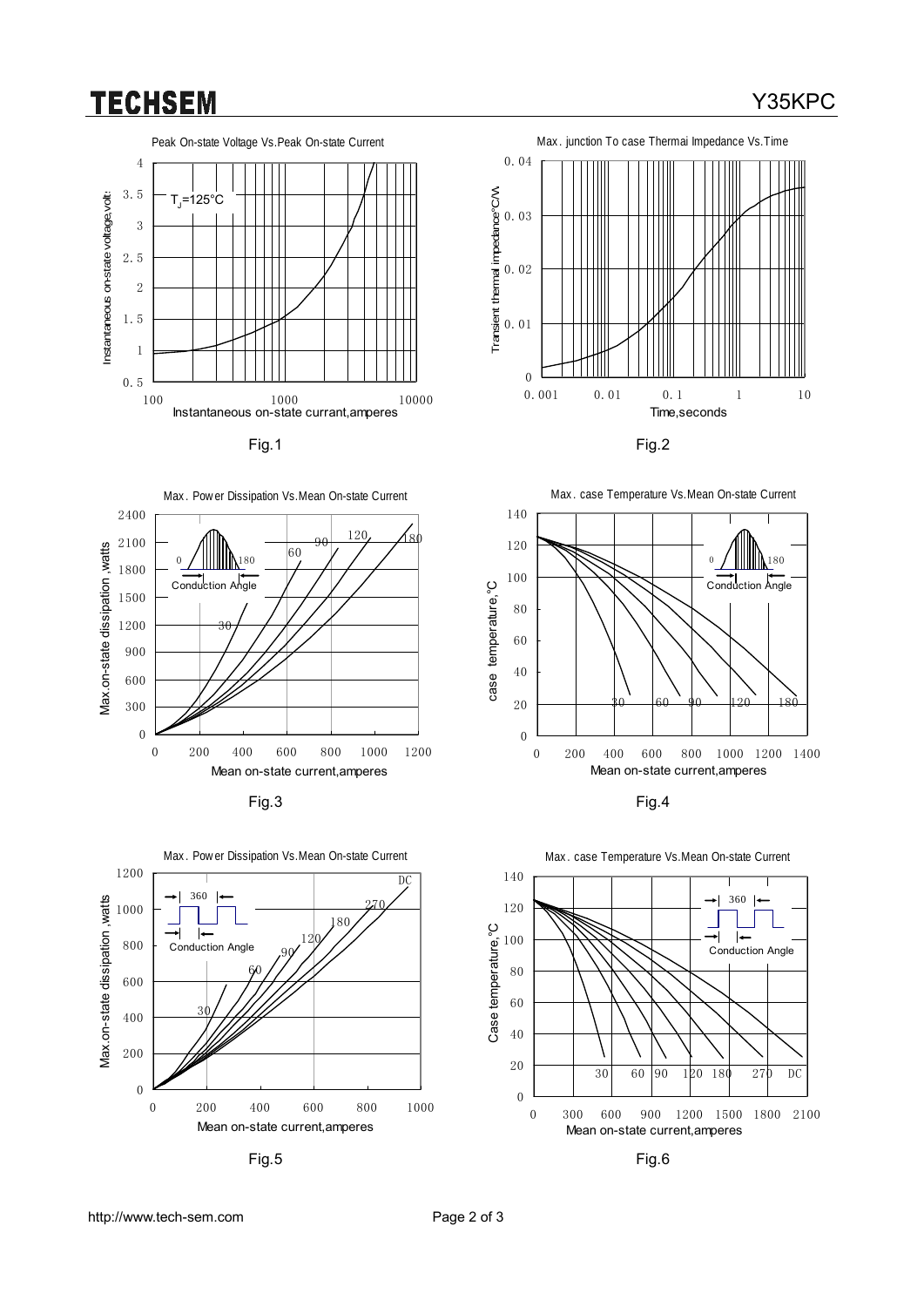Peak On-state Voltage Vs.Peak On-state Current

$T_J$=125°C

Instantaneous on-state voltage,volt

Instantaneous on-state currant,amperes

Fig.1

Max. junction To case Thermai Impedance Vs.Time

Transient thermal impedance°C/W

Time,seconds

Fig.2

Max. Power Dissipation Vs.Mean On-state Current

Conduction Angle

Max.on-state dissipation ,watts

Mean on-state current,amperes

Fig.3

Max. case Temperature Vs.Mean On-state Current

Conduction Angle

case temperature,°C

Mean on-state current,amperes

Fig.4

Max. Power Dissipation Vs.Mean On-state Current

Conduction Angle

Max.on-state dissipation ,watts

Mean on-state current,amperes

Fig.5

Max. case Temperature Vs.Mean On-state Current

Conduction Angle

Case temperature,°C

Mean on-state current,amperes

Fig.6

http://www.tech-sem.com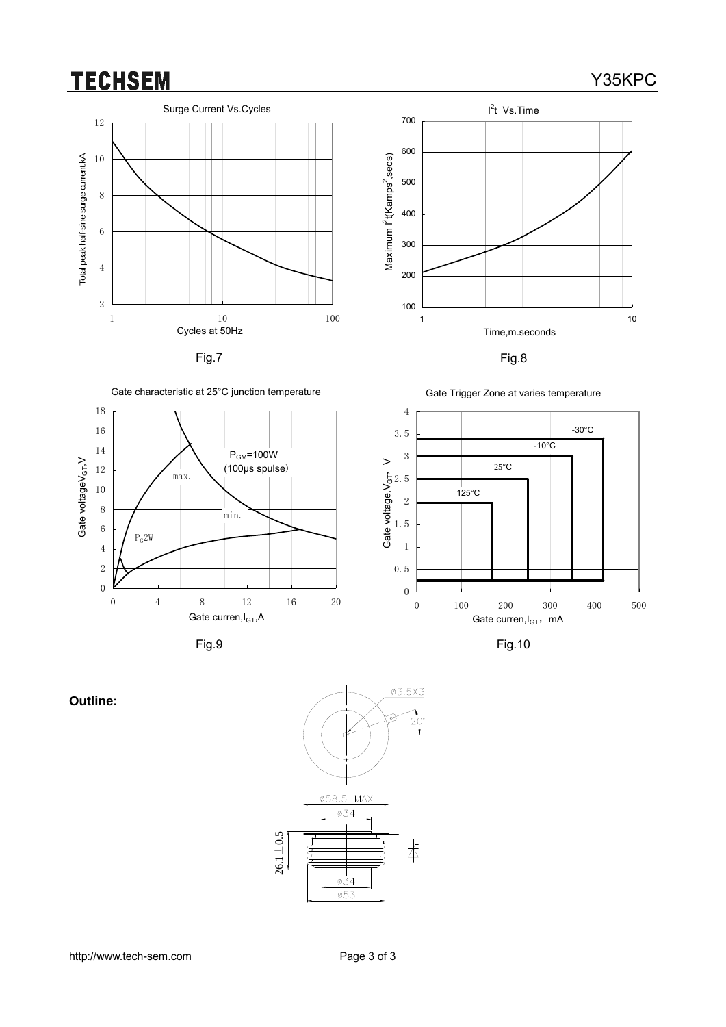Surge Current Vs.Cycles

Total peak half-sine surge current,kA

12
10
8
6
4
2

1 10 100

Cycles at 50Hz

Fig.7

$I^2t$ Vs.Time

Maximum $I^2t$(Kamps$^2$,secs)

700
600
500
400
300
200
100

1 10

Time,m.seconds

Fig.8

Gate characteristic at 25°C junction temperature

Gate voltage$V_{GT}$,V

18
16
14
12
10
8
6
4
2
0

0 4 8 12 16 20

Gate curren,$I_{GT}$,A

$P_{GM}$=100W
(100μs spulse)

max.

min.

$P_G$2W

Fig.9

Gate Trigger Zone at varies temperature

Gate voltage,$V_{GT}$, V

4
3.5
3
2.5
2
1.5
1
0.5
0

0 100 200 300 400 500

Gate curren,$I_{GT}$, mA

-30°C
-10°C
25°C
125°C

Fig.10

**Outline:**

ø3.5X3

20°

ø58.5 MAX

ø34

26.1±0.5

ø34

ø53